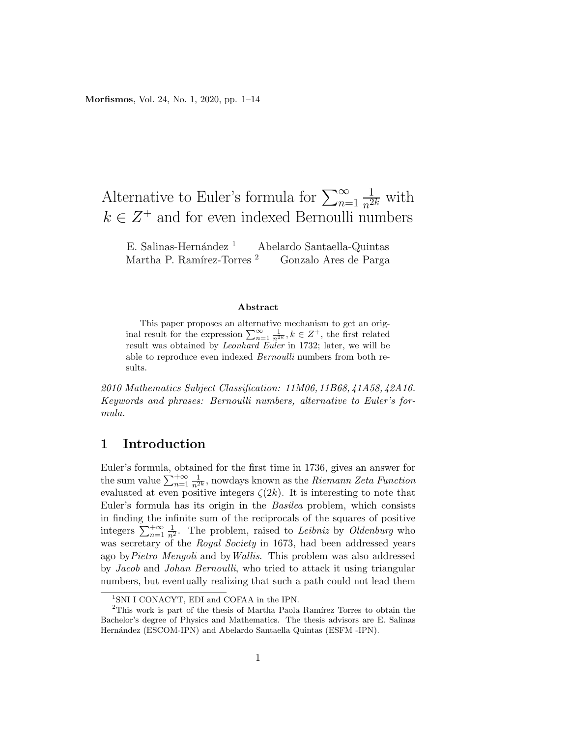# Alternative to Euler's formula for $\sum_{n=1}^{\infty} \frac{1}{n^{2k}}$ with $k \in Z^+$ and for even indexed Bernoulli numbers

E. Salinas-Hernández [1] Abelardo Santaella-Quintas
Martha P. Ramírez-Torres [2] Gonzalo Ares de Parga

**Abstract**

This paper proposes an alternative mechanism to get an original result for the expression $\sum_{n=1}^{\infty} \frac{1}{n^{2k}}, k \in Z^+$, the first related result was obtained by *Leonhard Euler* in 1732; later, we will be able to reproduce even indexed *Bernoulli* numbers from both results.

*2010 Mathematics Subject Classification: 11M06, 11B68, 41A58, 42A16.*
*Keywords and phrases: Bernoulli numbers, alternative to Euler's formula.*

## 1 Introduction

Euler's formula, obtained for the first time in 1736, gives an answer for the sum value $\sum_{n=1}^{+\infty} \frac{1}{n^{2k}}$, nowdays known as the *Riemann Zeta Function* evaluated at even positive integers $\zeta(2k)$. It is interesting to note that Euler's formula has its origin in the *Basilea* problem, which consists in finding the infinite sum of the reciprocals of the squares of positive integers $\sum_{n=1}^{+\infty} \frac{1}{n^2}$. The problem, raised to *Leibniz* by *Oldenburg* who was secretary of the *Royal Society* in 1673, had been addressed years ago by*Pietro Mengoli* and by *Wallis*. This problem was also addressed by *Jacob* and *Johan Bernoulli*, who tried to attack it using triangular numbers, but eventually realizing that such a path could not lead them

[1] SNI I CONACYT, EDI and COFAA in the IPN.

[2] This work is part of the thesis of Martha Paola Ramírez Torres to obtain the Bachelor's degree of Physics and Mathematics. The thesis advisors are E. Salinas Hernández (ESCOM-IPN) and Abelardo Santaella Quintas (ESFM -IPN).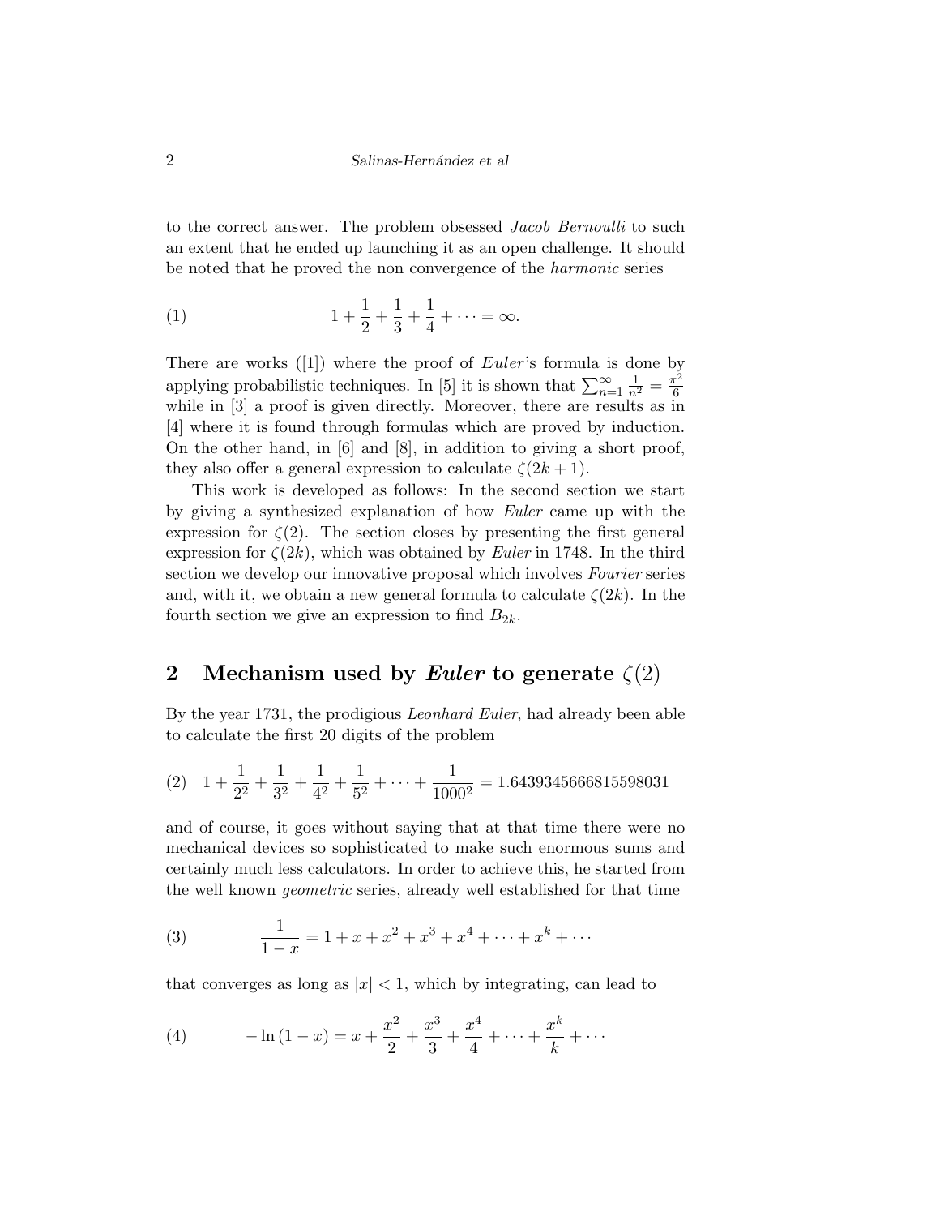to the correct answer. The problem obsessed *Jacob Bernoulli* to such an extent that he ended up launching it as an open challenge. It should be noted that he proved the non convergence of the *harmonic* series

$$1 + \frac{1}{2} + \frac{1}{3} + \frac{1}{4} + \cdots = \infty. \tag{1}$$

There are works ([1]) where the proof of *Euler*'s formula is done by applying probabilistic techniques. In [5] it is shown that $\sum_{n=1}^{\infty} \frac{1}{n^2} = \frac{\pi^2}{6}$ while in [3] a proof is given directly. Moreover, there are results as in [4] where it is found through formulas which are proved by induction. On the other hand, in [6] and [8], in addition to giving a short proof, they also offer a general expression to calculate $\zeta(2k+1)$.

This work is developed as follows: In the second section we start by giving a synthesized explanation of how *Euler* came up with the expression for $\zeta(2)$. The section closes by presenting the first general expression for $\zeta(2k)$, which was obtained by *Euler* in 1748. In the third section we develop our innovative proposal which involves *Fourier* series and, with it, we obtain a new general formula to calculate $\zeta(2k)$. In the fourth section we give an expression to find $B_{2k}$.

## 2 Mechanism used by *Euler* to generate $\zeta(2)$

By the year 1731, the prodigious *Leonhard Euler*, had already been able to calculate the first 20 digits of the problem

$$1 + \frac{1}{2^2} + \frac{1}{3^2} + \frac{1}{4^2} + \frac{1}{5^2} + \cdots + \frac{1}{1000^2} = 1.6439345666815598031 \tag{2}$$

and of course, it goes without saying that at that time there were no mechanical devices so sophisticated to make such enormous sums and certainly much less calculators. In order to achieve this, he started from the well known *geometric* series, already well established for that time

$$\frac{1}{1-x} = 1 + x + x^2 + x^3 + x^4 + \cdots + x^k + \cdots \tag{3}$$

that converges as long as $|x| < 1$, which by integrating, can lead to

$$-\ln(1-x) = x + \frac{x^2}{2} + \frac{x^3}{3} + \frac{x^4}{4} + \cdots + \frac{x^k}{k} + \cdots \tag{4}$$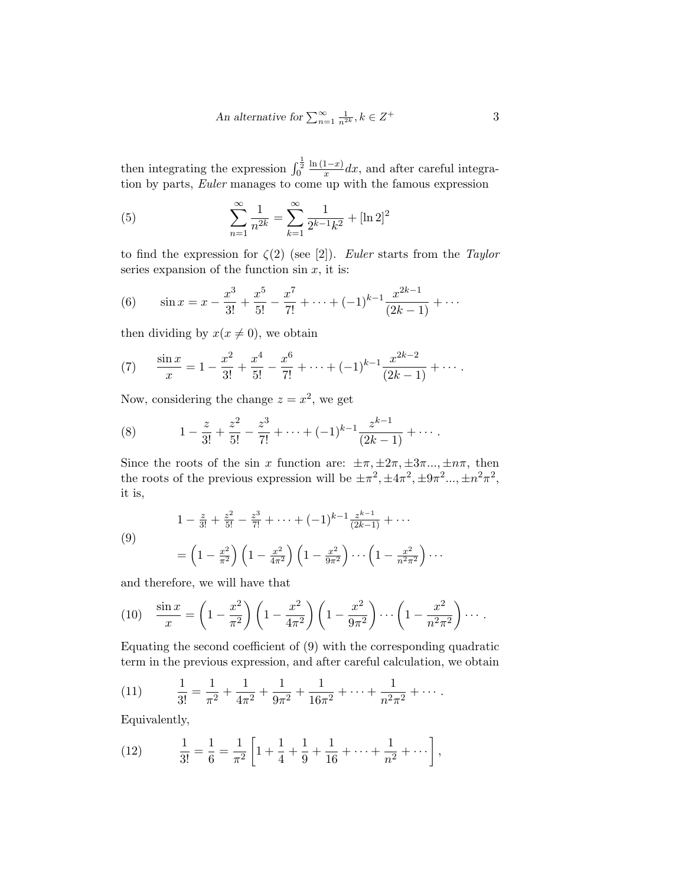then integrating the expression $\int_0^{\frac{1}{2}} \frac{\ln(1-x)}{x}dx$, and after careful integration by parts, *Euler* manages to come up with the famous expression

$$\sum_{n=1}^{\infty} \frac{1}{n^{2k}} = \sum_{k=1}^{\infty} \frac{1}{2^{k-1}k^2} + [\ln 2]^2 \tag{5}$$

to find the expression for $\zeta(2)$ (see [2]). *Euler* starts from the *Taylor* series expansion of the function $\sin x$, it is:

$$\sin x = x - \frac{x^3}{3!} + \frac{x^5}{5!} - \frac{x^7}{7!} + \cdots + (-1)^{k-1}\frac{x^{2k-1}}{(2k-1)} + \cdots \tag{6}$$

then dividing by $x (x \neq 0)$, we obtain

$$\frac{\sin x}{x} = 1 - \frac{x^2}{3!} + \frac{x^4}{5!} - \frac{x^6}{7!} + \cdots + (-1)^{k-1}\frac{x^{2k-2}}{(2k-1)} + \cdots . \tag{7}$$

Now, considering the change $z = x^2$, we get

$$1 - \frac{z}{3!} + \frac{z^2}{5!} - \frac{z^3}{7!} + \cdots + (-1)^{k-1}\frac{z^{k-1}}{(2k-1)} + \cdots . \tag{8}$$

Since the roots of the sin $x$ function are: $\pm\pi, \pm 2\pi, \pm 3\pi ..., \pm n\pi$, then the roots of the previous expression will be $\pm\pi^2, \pm 4\pi^2, \pm 9\pi^2 ..., \pm n^2\pi^2$, it is,

$$\begin{aligned} &1 - \tfrac{z}{3!} + \tfrac{z^2}{5!} - \tfrac{z^3}{7!} + \cdots + (-1)^{k-1}\tfrac{z^{k-1}}{(2k-1)} + \cdots \\ &= \left(1 - \tfrac{x^2}{\pi^2}\right)\left(1 - \tfrac{x^2}{4\pi^2}\right)\left(1 - \tfrac{x^2}{9\pi^2}\right)\cdots\left(1 - \tfrac{x^2}{n^2\pi^2}\right)\cdots \end{aligned} \tag{9}$$

and therefore, we will have that

$$\frac{\sin x}{x} = \left(1 - \frac{x^2}{\pi^2}\right)\left(1 - \frac{x^2}{4\pi^2}\right)\left(1 - \frac{x^2}{9\pi^2}\right)\cdots\left(1 - \frac{x^2}{n^2\pi^2}\right)\cdots . \tag{10}$$

Equating the second coefficient of (9) with the corresponding quadratic term in the previous expression, and after careful calculation, we obtain

$$\frac{1}{3!} = \frac{1}{\pi^2} + \frac{1}{4\pi^2} + \frac{1}{9\pi^2} + \frac{1}{16\pi^2} + \cdots + \frac{1}{n^2\pi^2} + \cdots . \tag{11}$$

Equivalently,

$$\frac{1}{3!} = \frac{1}{6} = \frac{1}{\pi^2}\left[1 + \frac{1}{4} + \frac{1}{9} + \frac{1}{16} + \cdots + \frac{1}{n^2} + \cdots\right], \tag{12}$$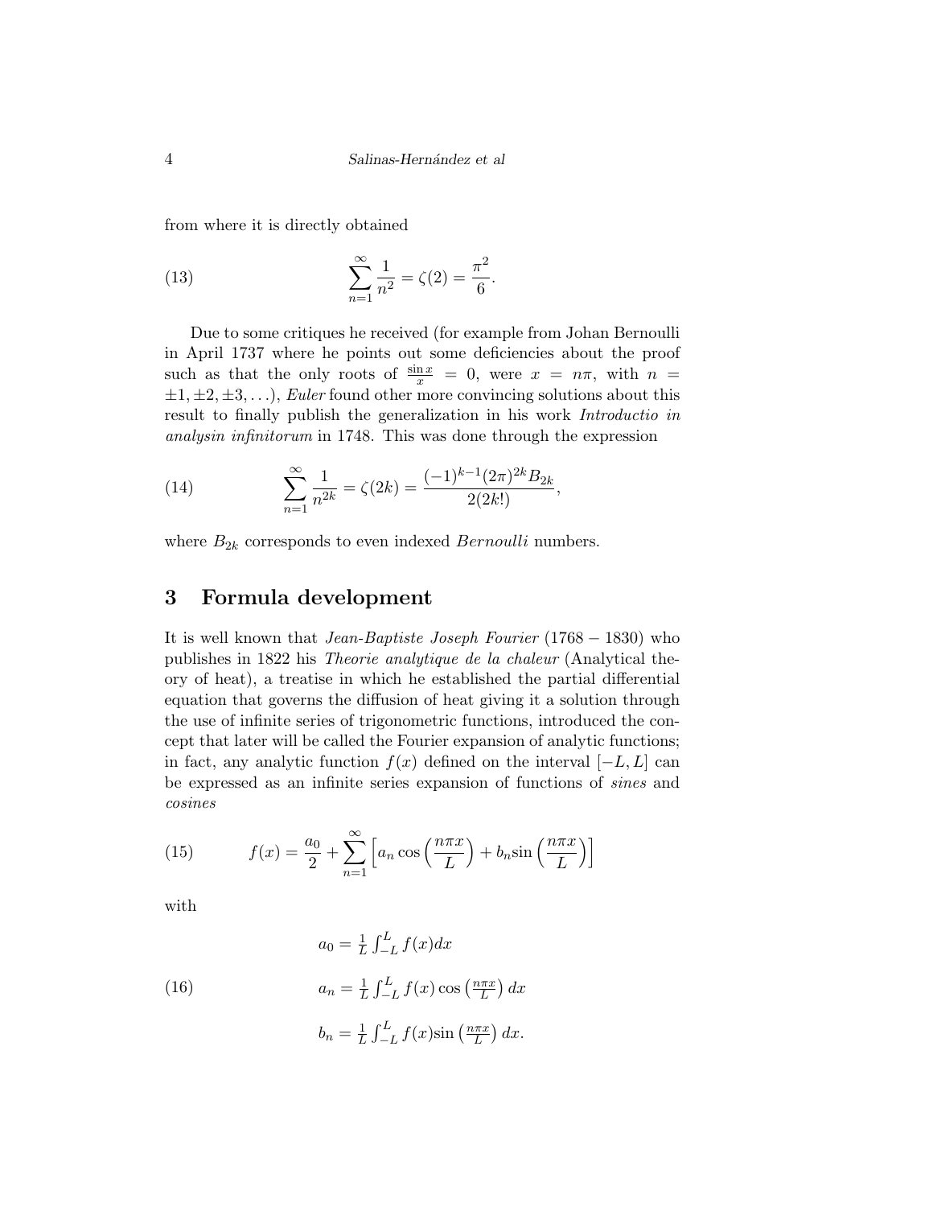from where it is directly obtained

$$\sum_{n=1}^{\infty} \frac{1}{n^2} = \zeta(2) = \frac{\pi^2}{6}. \tag{13}$$

Due to some critiques he received (for example from Johan Bernoulli in April 1737 where he points out some deficiencies about the proof such as that the only roots of $\frac{\sin x}{x} = 0$, were $x = n\pi$, with $n = \pm 1, \pm 2, \pm 3, \ldots$), *Euler* found other more convincing solutions about this result to finally publish the generalization in his work *Introductio in analysin infinitorum* in 1748. This was done through the expression

$$\sum_{n=1}^{\infty} \frac{1}{n^{2k}} = \zeta(2k) = \frac{(-1)^{k-1}(2\pi)^{2k} B_{2k}}{2(2k!)}, \tag{14}$$

where $B_{2k}$ corresponds to even indexed *Bernoulli* numbers.

## 3 Formula development

It is well known that *Jean-Baptiste Joseph Fourier* $(1768 - 1830)$ who publishes in 1822 his *Theorie analytique de la chaleur* (Analytical theory of heat), a treatise in which he established the partial differential equation that governs the diffusion of heat giving it a solution through the use of infinite series of trigonometric functions, introduced the concept that later will be called the Fourier expansion of analytic functions; in fact, any analytic function $f(x)$ defined on the interval $[-L, L]$ can be expressed as an infinite series expansion of functions of *sines* and *cosines*

$$f(x) = \frac{a_0}{2} + \sum_{n=1}^{\infty} \left[ a_n \cos\left(\frac{n\pi x}{L}\right) + b_n \sin\left(\frac{n\pi x}{L}\right) \right] \tag{15}$$

with

$$\begin{aligned} a_0 &= \tfrac{1}{L} \int_{-L}^{L} f(x) dx \\ a_n &= \tfrac{1}{L} \int_{-L}^{L} f(x) \cos\left(\tfrac{n\pi x}{L}\right) dx \\ b_n &= \tfrac{1}{L} \int_{-L}^{L} f(x) \sin\left(\tfrac{n\pi x}{L}\right) dx. \end{aligned} \tag{16}$$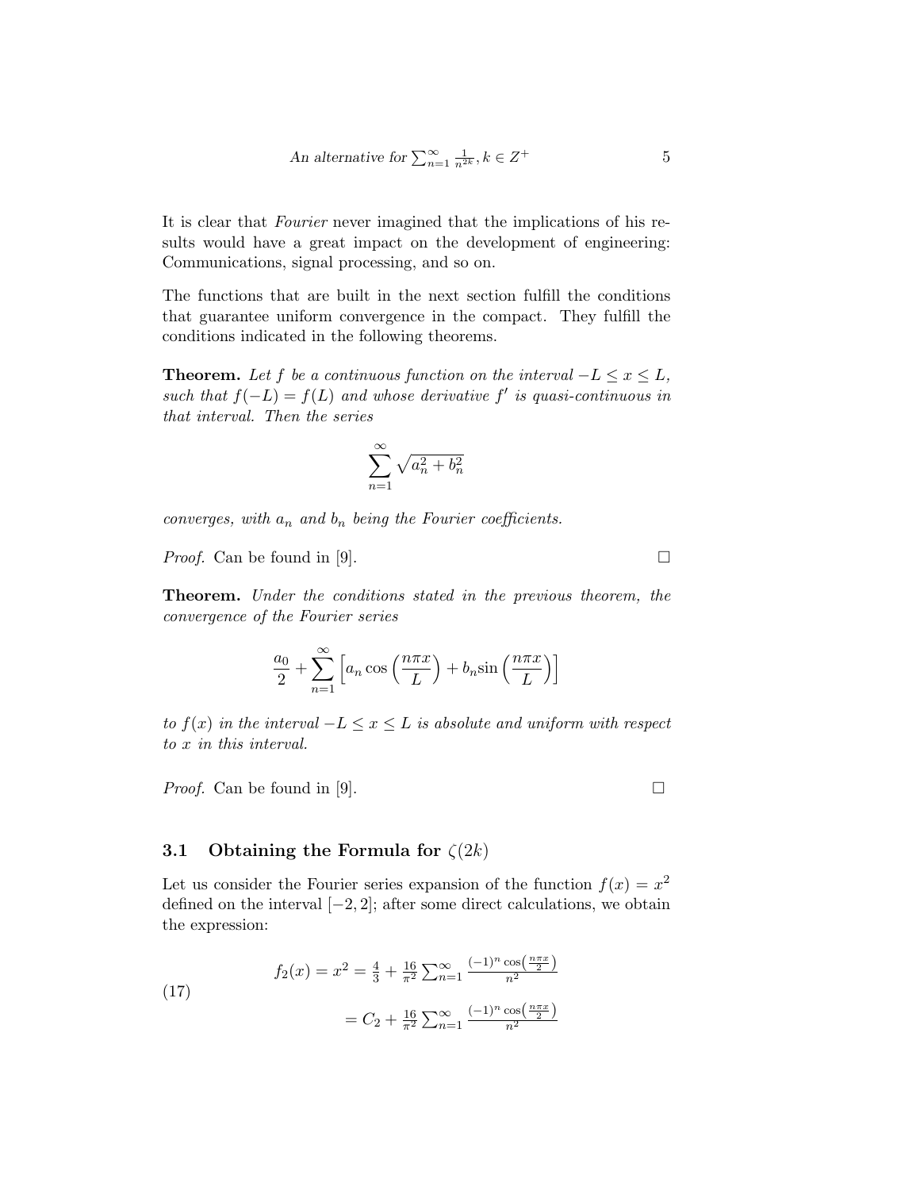It is clear that *Fourier* never imagined that the implications of his results would have a great impact on the development of engineering: Communications, signal processing, and so on.

The functions that are built in the next section fulfill the conditions that guarantee uniform convergence in the compact. They fulfill the conditions indicated in the following theorems.

**Theorem.** *Let $f$ be a continuous function on the interval $-L \leq x \leq L$, such that $f(-L) = f(L)$ and whose derivative $f'$ is quasi-continuous in that interval. Then the series*

$$\sum_{n=1}^{\infty} \sqrt{a_n^2 + b_n^2}$$

*converges, with $a_n$ and $b_n$ being the Fourier coefficients.*

*Proof.* Can be found in [9]. □

**Theorem.** *Under the conditions stated in the previous theorem, the convergence of the Fourier series*

$$\frac{a_0}{2} + \sum_{n=1}^{\infty} \left[ a_n \cos\left(\frac{n\pi x}{L}\right) + b_n \sin\left(\frac{n\pi x}{L}\right) \right]$$

*to $f(x)$ in the interval $-L \leq x \leq L$ is absolute and uniform with respect to $x$ in this interval.*

*Proof.* Can be found in [9]. □

### 3.1 Obtaining the Formula for $\zeta(2k)$

Let us consider the Fourier series expansion of the function $f(x) = x^2$ defined on the interval $[-2, 2]$; after some direct calculations, we obtain the expression:

$$\begin{aligned} f_2(x) = x^2 &= \tfrac{4}{3} + \tfrac{16}{\pi^2} \sum_{n=1}^{\infty} \frac{(-1)^n \cos\left(\frac{n\pi x}{2}\right)}{n^2} \\ &= C_2 + \tfrac{16}{\pi^2} \sum_{n=1}^{\infty} \frac{(-1)^n \cos\left(\frac{n\pi x}{2}\right)}{n^2} \end{aligned} \tag{17}$$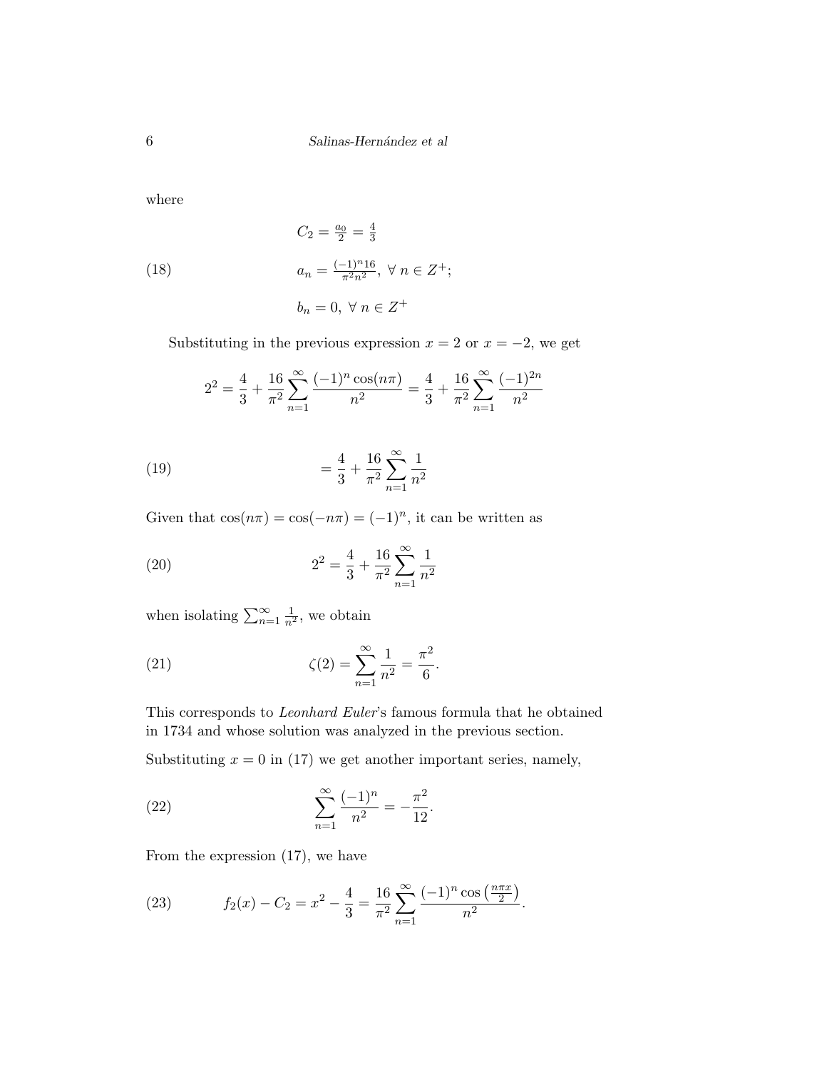where

$$
\begin{aligned}
&C_2 = \tfrac{a_0}{2} = \tfrac{4}{3} \\
&a_n = \tfrac{(-1)^n 16}{\pi^2 n^2},\ \forall\ n \in Z^+; \qquad (18) \\
&b_n = 0,\ \forall\ n \in Z^+
\end{aligned}
$$

Substituting in the previous expression $x = 2$ or $x = -2$, we get

$$
2^2 = \frac{4}{3} + \frac{16}{\pi^2} \sum_{n=1}^{\infty} \frac{(-1)^n \cos(n\pi)}{n^2} = \frac{4}{3} + \frac{16}{\pi^2} \sum_{n=1}^{\infty} \frac{(-1)^{2n}}{n^2}
$$

$$
= \frac{4}{3} + \frac{16}{\pi^2} \sum_{n=1}^{\infty} \frac{1}{n^2} \qquad (19)
$$

Given that $\cos(n\pi) = \cos(-n\pi) = (-1)^n$, it can be written as

$$
2^2 = \frac{4}{3} + \frac{16}{\pi^2} \sum_{n=1}^{\infty} \frac{1}{n^2} \qquad (20)
$$

when isolating $\sum_{n=1}^{\infty} \frac{1}{n^2}$, we obtain

$$
\zeta(2) = \sum_{n=1}^{\infty} \frac{1}{n^2} = \frac{\pi^2}{6}. \qquad (21)
$$

This corresponds to *Leonhard Euler*'s famous formula that he obtained in 1734 and whose solution was analyzed in the previous section.

Substituting $x = 0$ in (17) we get another important series, namely,

$$
\sum_{n=1}^{\infty} \frac{(-1)^n}{n^2} = -\frac{\pi^2}{12}. \qquad (22)
$$

From the expression (17), we have

$$
f_2(x) - C_2 = x^2 - \frac{4}{3} = \frac{16}{\pi^2} \sum_{n=1}^{\infty} \frac{(-1)^n \cos\left(\frac{n\pi x}{2}\right)}{n^2}. \qquad (23)
$$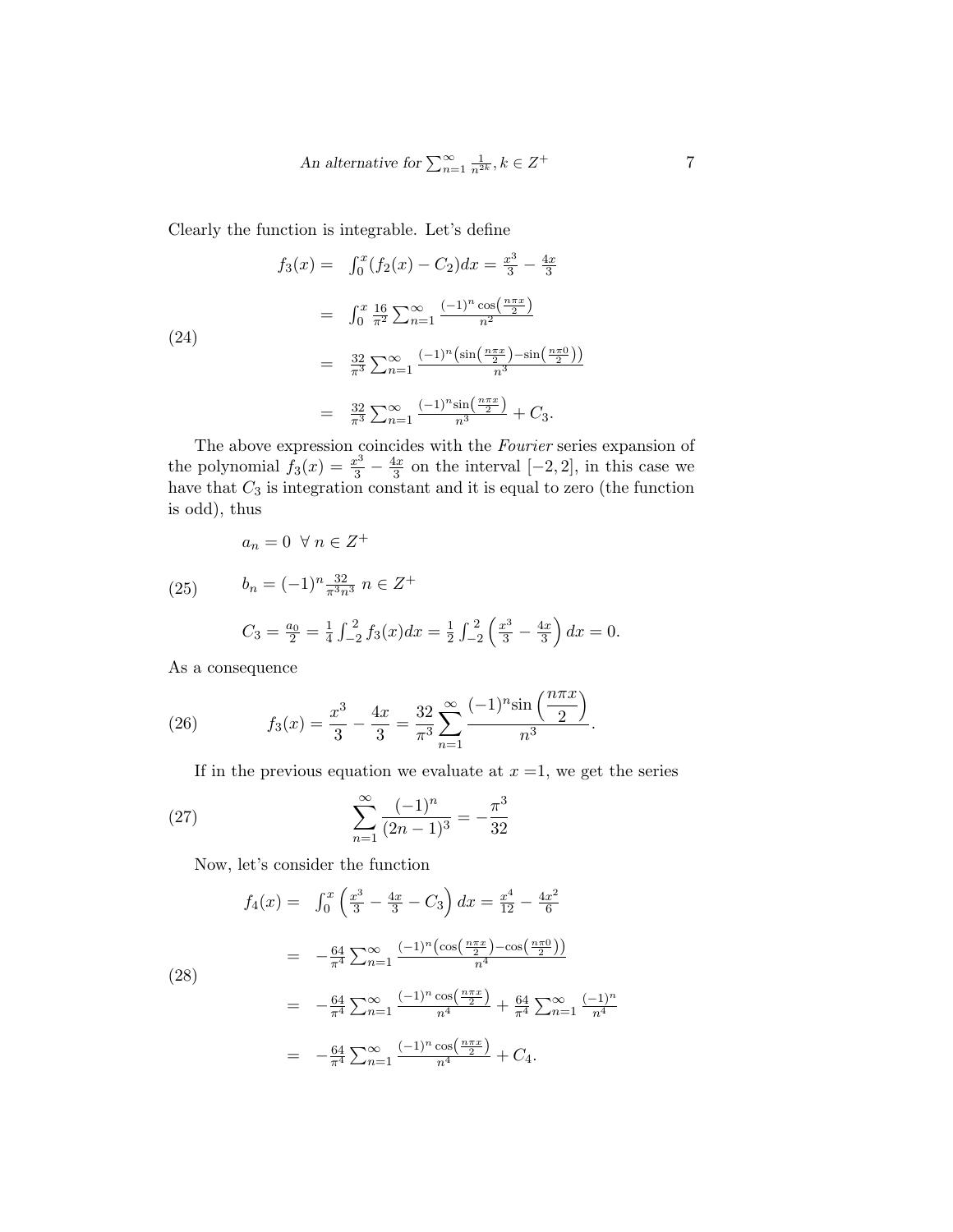Clearly the function is integrable. Let's define

$$
(24)\qquad
\begin{aligned}
f_3(x) = &\ \int_0^x (f_2(x) - C_2)dx = \tfrac{x^3}{3} - \tfrac{4x}{3} \\
= &\ \int_0^x \tfrac{16}{\pi^2} \sum_{n=1}^{\infty} \tfrac{(-1)^n \cos\left(\frac{n\pi x}{2}\right)}{n^2} \\
= &\ \tfrac{32}{\pi^3} \sum_{n=1}^{\infty} \tfrac{(-1)^n \left(\sin\left(\frac{n\pi x}{2}\right) - \sin\left(\frac{n\pi 0}{2}\right)\right)}{n^3} \\
= &\ \tfrac{32}{\pi^3} \sum_{n=1}^{\infty} \tfrac{(-1)^n \sin\left(\frac{n\pi x}{2}\right)}{n^3} + C_3.
\end{aligned}
$$

The above expression coincides with the *Fourier* series expansion of the polynomial $f_3(x) = \frac{x^3}{3} - \frac{4x}{3}$ on the interval $[-2, 2]$, in this case we have that $C_3$ is integration constant and it is equal to zero (the function is odd), thus

$$
(25)\qquad
\begin{aligned}
&a_n = 0 \ \ \forall\, n \in Z^+ \\
&b_n = (-1)^n \tfrac{32}{\pi^3 n^3} \ n \in Z^+ \\
&C_3 = \tfrac{a_0}{2} = \tfrac{1}{4} \int_{-2}^{2} f_3(x)dx = \tfrac{1}{2} \int_{-2}^{2} \left(\tfrac{x^3}{3} - \tfrac{4x}{3}\right) dx = 0.
\end{aligned}
$$

As a consequence

$$
(26)\qquad f_3(x) = \frac{x^3}{3} - \frac{4x}{3} = \frac{32}{\pi^3} \sum_{n=1}^{\infty} \frac{(-1)^n \sin\left(\dfrac{n\pi x}{2}\right)}{n^3}.
$$

If in the previous equation we evaluate at $x$ =1, we get the series

$$
(27)\qquad \sum_{n=1}^{\infty} \frac{(-1)^n}{(2n-1)^3} = -\frac{\pi^3}{32}
$$

Now, let's consider the function

$$
(28)\qquad
\begin{aligned}
f_4(x) = &\ \int_0^x \left(\tfrac{x^3}{3} - \tfrac{4x}{3} - C_3\right) dx = \tfrac{x^4}{12} - \tfrac{4x^2}{6} \\
= &\ -\tfrac{64}{\pi^4} \sum_{n=1}^{\infty} \tfrac{(-1)^n \left(\cos\left(\frac{n\pi x}{2}\right) - \cos\left(\frac{n\pi 0}{2}\right)\right)}{n^4} \\
= &\ -\tfrac{64}{\pi^4} \sum_{n=1}^{\infty} \tfrac{(-1)^n \cos\left(\frac{n\pi x}{2}\right)}{n^4} + \tfrac{64}{\pi^4} \sum_{n=1}^{\infty} \tfrac{(-1)^n}{n^4} \\
= &\ -\tfrac{64}{\pi^4} \sum_{n=1}^{\infty} \tfrac{(-1)^n \cos\left(\frac{n\pi x}{2}\right)}{n^4} + C_4.
\end{aligned}
$$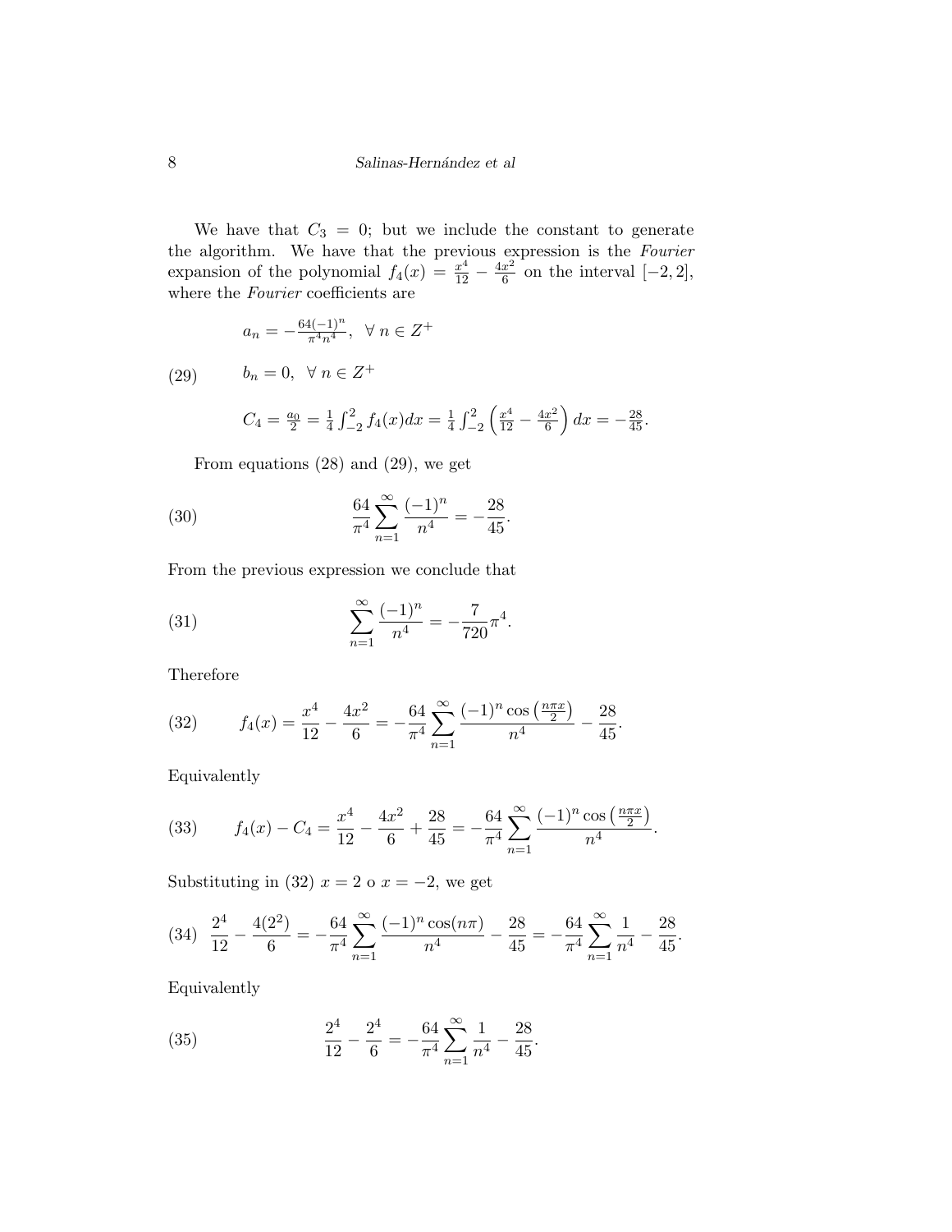We have that $C_3 = 0$; but we include the constant to generate the algorithm. We have that the previous expression is the *Fourier* expansion of the polynomial $f_4(x) = \frac{x^4}{12} - \frac{4x^2}{6}$ on the interval $[-2, 2]$, where the *Fourier* coefficients are

$$
\begin{aligned}
&a_n = -\tfrac{64(-1)^n}{\pi^4 n^4}, \ \ \forall\, n \in Z^+ \\
&b_n = 0, \ \ \forall\, n \in Z^+ \qquad (29)\\
&C_4 = \tfrac{a_0}{2} = \tfrac{1}{4}\int_{-2}^{2} f_4(x)dx = \tfrac{1}{4}\int_{-2}^{2}\left(\tfrac{x^4}{12} - \tfrac{4x^2}{6}\right)dx = -\tfrac{28}{45}.
\end{aligned}
$$

From equations (28) and (29), we get

$$\frac{64}{\pi^4}\sum_{n=1}^{\infty}\frac{(-1)^n}{n^4} = -\frac{28}{45}. \tag{30}$$

From the previous expression we conclude that

$$\sum_{n=1}^{\infty}\frac{(-1)^n}{n^4} = -\frac{7}{720}\pi^4. \tag{31}$$

Therefore

$$f_4(x) = \frac{x^4}{12} - \frac{4x^2}{6} = -\frac{64}{\pi^4}\sum_{n=1}^{\infty}\frac{(-1)^n\cos\left(\frac{n\pi x}{2}\right)}{n^4} - \frac{28}{45}. \tag{32}$$

Equivalently

$$f_4(x) - C_4 = \frac{x^4}{12} - \frac{4x^2}{6} + \frac{28}{45} = -\frac{64}{\pi^4}\sum_{n=1}^{\infty}\frac{(-1)^n\cos\left(\frac{n\pi x}{2}\right)}{n^4}. \tag{33}$$

Substituting in (32) $x = 2$ o $x = -2$, we get

$$\frac{2^4}{12} - \frac{4(2^2)}{6} = -\frac{64}{\pi^4}\sum_{n=1}^{\infty}\frac{(-1)^n\cos(n\pi)}{n^4} - \frac{28}{45} = -\frac{64}{\pi^4}\sum_{n=1}^{\infty}\frac{1}{n^4} - \frac{28}{45}. \tag{34}$$

Equivalently

$$\frac{2^4}{12} - \frac{2^4}{6} = -\frac{64}{\pi^4}\sum_{n=1}^{\infty}\frac{1}{n^4} - \frac{28}{45}. \tag{35}$$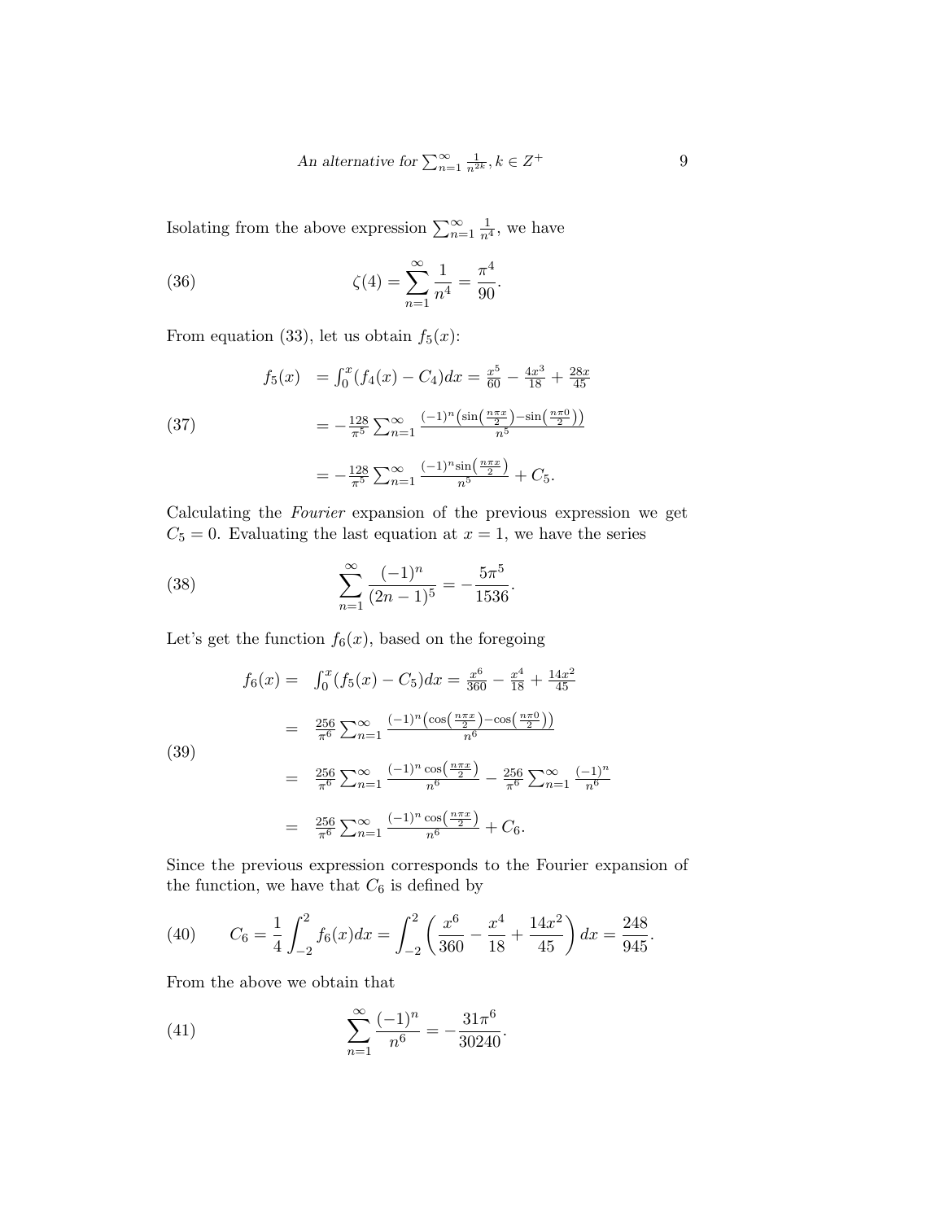Isolating from the above expression $\sum_{n=1}^{\infty} \frac{1}{n^4}$, we have

$$\zeta(4) = \sum_{n=1}^{\infty} \frac{1}{n^4} = \frac{\pi^4}{90}. \tag{36}$$

From equation (33), let us obtain $f_5(x)$:

$$\begin{aligned} f_5(x) &= \int_0^x (f_4(x) - C_4)dx = \frac{x^5}{60} - \frac{4x^3}{18} + \frac{28x}{45} \\ &= -\frac{128}{\pi^5} \sum_{n=1}^{\infty} \frac{(-1)^n \left(\sin\left(\frac{n\pi x}{2}\right) - \sin\left(\frac{n\pi 0}{2}\right)\right)}{n^5} \\ &= -\frac{128}{\pi^5} \sum_{n=1}^{\infty} \frac{(-1)^n \sin\left(\frac{n\pi x}{2}\right)}{n^5} + C_5. \end{aligned} \tag{37}$$

Calculating the *Fourier* expansion of the previous expression we get $C_5 = 0$. Evaluating the last equation at $x = 1$, we have the series

$$\sum_{n=1}^{\infty} \frac{(-1)^n}{(2n-1)^5} = -\frac{5\pi^5}{1536}. \tag{38}$$

Let's get the function $f_6(x)$, based on the foregoing

$$\begin{aligned} f_6(x) = &\int_0^x (f_5(x) - C_5)dx = \frac{x^6}{360} - \frac{x^4}{18} + \frac{14x^2}{45} \\ = &\frac{256}{\pi^6} \sum_{n=1}^{\infty} \frac{(-1)^n \left(\cos\left(\frac{n\pi x}{2}\right) - \cos\left(\frac{n\pi 0}{2}\right)\right)}{n^6} \\ = &\frac{256}{\pi^6} \sum_{n=1}^{\infty} \frac{(-1)^n \cos\left(\frac{n\pi x}{2}\right)}{n^6} - \frac{256}{\pi^6} \sum_{n=1}^{\infty} \frac{(-1)^n}{n^6} \\ = &\frac{256}{\pi^6} \sum_{n=1}^{\infty} \frac{(-1)^n \cos\left(\frac{n\pi x}{2}\right)}{n^6} + C_6. \end{aligned} \tag{39}$$

Since the previous expression corresponds to the Fourier expansion of the function, we have that $C_6$ is defined by

$$C_6 = \frac{1}{4} \int_{-2}^{2} f_6(x)dx = \int_{-2}^{2} \left( \frac{x^6}{360} - \frac{x^4}{18} + \frac{14x^2}{45} \right) dx = \frac{248}{945}. \tag{40}$$

From the above we obtain that

$$\sum_{n=1}^{\infty} \frac{(-1)^n}{n^6} = -\frac{31\pi^6}{30240}. \tag{41}$$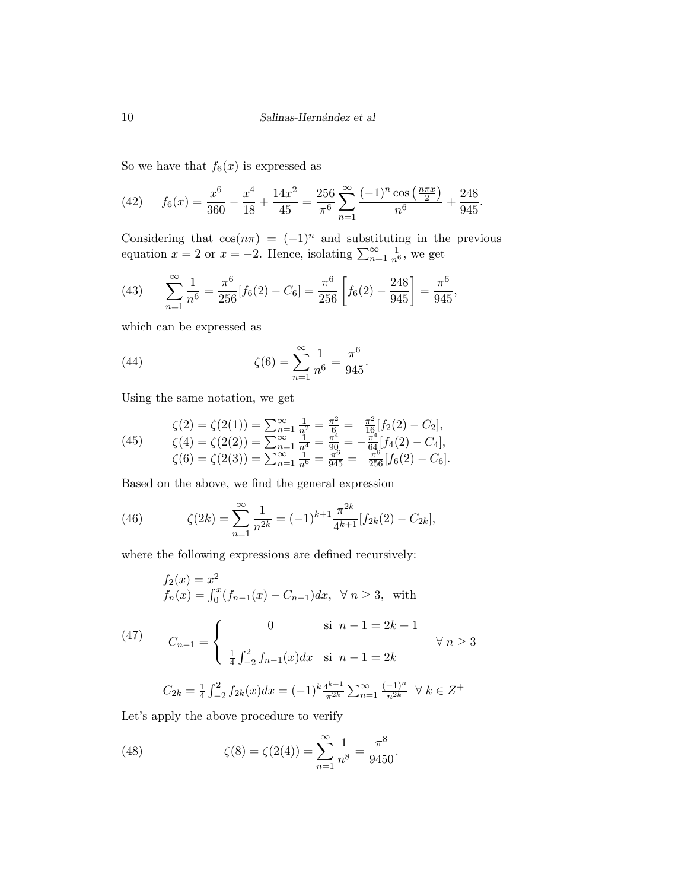So we have that $f_6(x)$ is expressed as

$$f_6(x) = \frac{x^6}{360} - \frac{x^4}{18} + \frac{14x^2}{45} = \frac{256}{\pi^6}\sum_{n=1}^{\infty}\frac{(-1)^n \cos\left(\frac{n\pi x}{2}\right)}{n^6} + \frac{248}{945}. \tag{42}$$

Considering that $\cos(n\pi) = (-1)^n$ and substituting in the previous equation $x = 2$ or $x = -2$. Hence, isolating $\sum_{n=1}^{\infty}\frac{1}{n^6}$, we get

$$\sum_{n=1}^{\infty}\frac{1}{n^6} = \frac{\pi^6}{256}[f_6(2) - C_6] = \frac{\pi^6}{256}\left[f_6(2) - \frac{248}{945}\right] = \frac{\pi^6}{945}, \tag{43}$$

which can be expressed as

$$\zeta(6) = \sum_{n=1}^{\infty}\frac{1}{n^6} = \frac{\pi^6}{945}. \tag{44}$$

Using the same notation, we get

$$\begin{aligned}
\zeta(2) &= \zeta(2(1)) = \textstyle\sum_{n=1}^{\infty}\frac{1}{n^2} = \frac{\pi^2}{6} = \phantom{-}\frac{\pi^2}{16}[f_2(2) - C_2],\\
\zeta(4) &= \zeta(2(2)) = \textstyle\sum_{n=1}^{\infty}\frac{1}{n^4} = \frac{\pi^4}{90} = -\frac{\pi^4}{64}[f_4(2) - C_4],\\
\zeta(6) &= \zeta(2(3)) = \textstyle\sum_{n=1}^{\infty}\frac{1}{n^6} = \frac{\pi^6}{945} = \phantom{-}\frac{\pi^6}{256}[f_6(2) - C_6].
\end{aligned} \tag{45}$$

Based on the above, we find the general expression

$$\zeta(2k) = \sum_{n=1}^{\infty}\frac{1}{n^{2k}} = (-1)^{k+1}\frac{\pi^{2k}}{4^{k+1}}[f_{2k}(2) - C_{2k}], \tag{46}$$

where the following expressions are defined recursively:

$$\begin{aligned}
&f_2(x) = x^2\\
&f_n(x) = \int_0^x (f_{n-1}(x) - C_{n-1})dx, \ \ \forall\, n \geq 3, \ \text{ with}\\
&C_{n-1} = \begin{cases} 0 & \text{si } \ n-1 = 2k+1 \\ \frac{1}{4}\int_{-2}^{2} f_{n-1}(x)dx & \text{si } \ n-1 = 2k \end{cases} \qquad \forall\, n \geq 3\\
&C_{2k} = \tfrac{1}{4}\int_{-2}^{2} f_{2k}(x)dx = (-1)^k\tfrac{4^{k+1}}{\pi^{2k}}\textstyle\sum_{n=1}^{\infty}\frac{(-1)^n}{n^{2k}} \ \ \forall\, k \in Z^+
\end{aligned} \tag{47}$$

Let's apply the above procedure to verify

$$\zeta(8) = \zeta(2(4)) = \sum_{n=1}^{\infty}\frac{1}{n^8} = \frac{\pi^8}{9450}. \tag{48}$$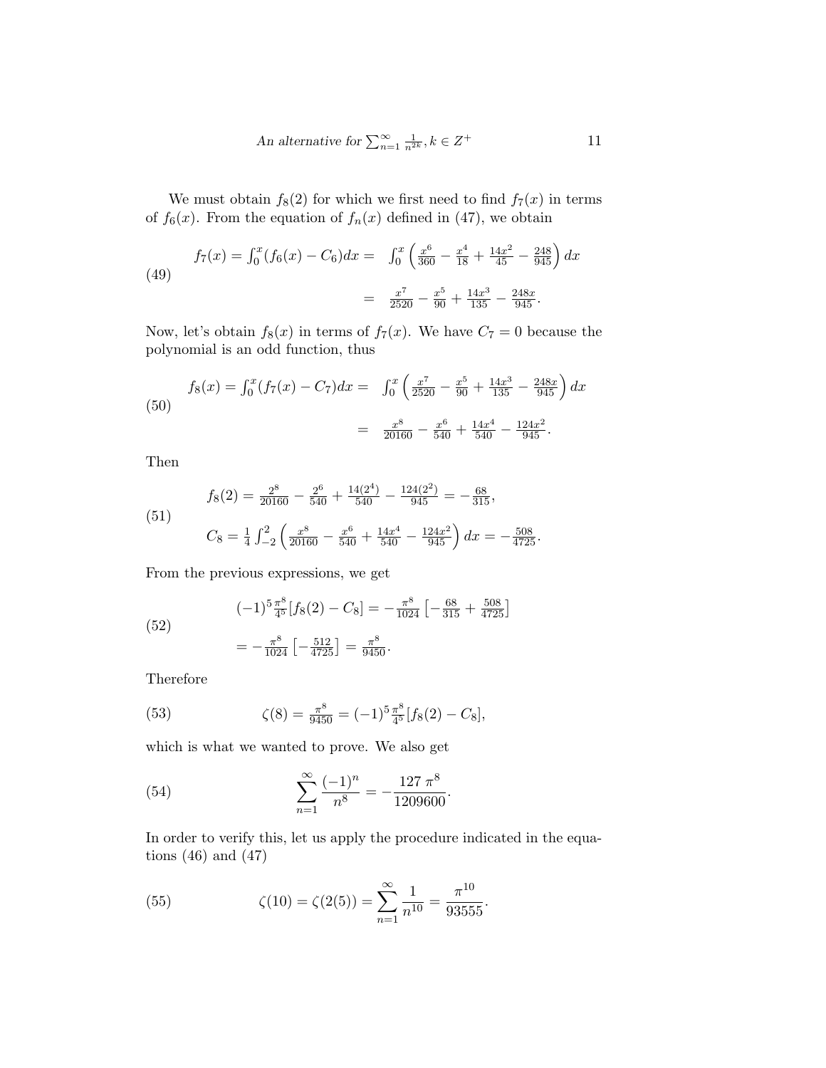We must obtain $f_8(2)$ for which we first need to find $f_7(x)$ in terms of $f_6(x)$. From the equation of $f_n(x)$ defined in (47), we obtain

$$
\begin{aligned}
f_7(x) = \int_0^x (f_6(x) - C_6)dx = & \int_0^x \left( \tfrac{x^6}{360} - \tfrac{x^4}{18} + \tfrac{14x^2}{45} - \tfrac{248}{945} \right) dx \\
= & \tfrac{x^7}{2520} - \tfrac{x^5}{90} + \tfrac{14x^3}{135} - \tfrac{248x}{945}.
\end{aligned} \tag{49}
$$

Now, let's obtain $f_8(x)$ in terms of $f_7(x)$. We have $C_7 = 0$ because the polynomial is an odd function, thus

$$
\begin{aligned}
f_8(x) = \int_0^x (f_7(x) - C_7)dx = & \int_0^x \left( \tfrac{x^7}{2520} - \tfrac{x^5}{90} + \tfrac{14x^3}{135} - \tfrac{248x}{945} \right) dx \\
= & \tfrac{x^8}{20160} - \tfrac{x^6}{540} + \tfrac{14x^4}{540} - \tfrac{124x^2}{945}.
\end{aligned} \tag{50}
$$

Then

$$
\begin{aligned}
& f_8(2) = \tfrac{2^8}{20160} - \tfrac{2^6}{540} + \tfrac{14(2^4)}{540} - \tfrac{124(2^2)}{945} = -\tfrac{68}{315}, \\
& C_8 = \tfrac{1}{4}\int_{-2}^{2} \left( \tfrac{x^8}{20160} - \tfrac{x^6}{540} + \tfrac{14x^4}{540} - \tfrac{124x^2}{945} \right) dx = -\tfrac{508}{4725}.
\end{aligned} \tag{51}
$$

From the previous expressions, we get

$$
\begin{aligned}
& (-1)^5 \tfrac{\pi^8}{4^5}[f_8(2) - C_8] = -\tfrac{\pi^8}{1024}\left[ -\tfrac{68}{315} + \tfrac{508}{4725} \right] \\
& = -\tfrac{\pi^8}{1024}\left[ -\tfrac{512}{4725} \right] = \tfrac{\pi^8}{9450}.
\end{aligned} \tag{52}
$$

Therefore

$$
\zeta(8) = \tfrac{\pi^8}{9450} = (-1)^5 \tfrac{\pi^8}{4^5}[f_8(2) - C_8], \tag{53}
$$

which is what we wanted to prove. We also get

$$
\sum_{n=1}^{\infty} \frac{(-1)^n}{n^8} = -\frac{127\,\pi^8}{1209600}. \tag{54}
$$

In order to verify this, let us apply the procedure indicated in the equations (46) and (47)

$$
\zeta(10) = \zeta(2(5)) = \sum_{n=1}^{\infty} \frac{1}{n^{10}} = \frac{\pi^{10}}{93555}. \tag{55}
$$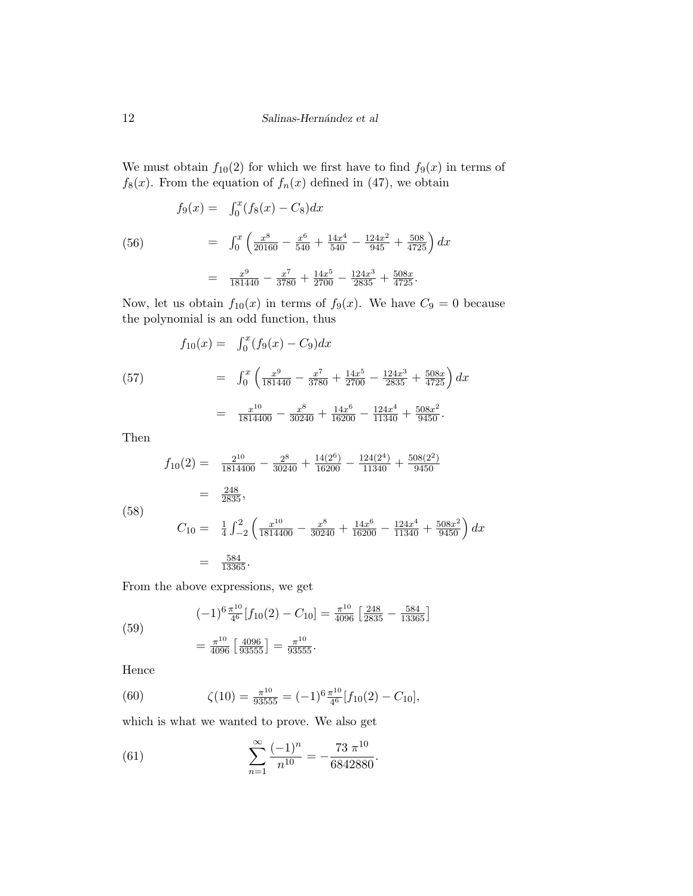We must obtain $f_{10}(2)$ for which we first have to find $f_9(x)$ in terms of $f_8(x)$. From the equation of $f_n(x)$ defined in (47), we obtain

$$
\begin{aligned}
f_9(x) = & \int_0^x (f_8(x) - C_8)dx \\
= & \int_0^x \left( \tfrac{x^8}{20160} - \tfrac{x^6}{540} + \tfrac{14x^4}{540} - \tfrac{124x^2}{945} + \tfrac{508}{4725} \right) dx \\
= & \tfrac{x^9}{181440} - \tfrac{x^7}{3780} + \tfrac{14x^5}{2700} - \tfrac{124x^3}{2835} + \tfrac{508x}{4725}.
\end{aligned} \tag{56}
$$

Now, let us obtain $f_{10}(x)$ in terms of $f_9(x)$. We have $C_9 = 0$ because the polynomial is an odd function, thus

$$
\begin{aligned}
f_{10}(x) = & \int_0^x (f_9(x) - C_9)dx \\
= & \int_0^x \left( \tfrac{x^9}{181440} - \tfrac{x^7}{3780} + \tfrac{14x^5}{2700} - \tfrac{124x^3}{2835} + \tfrac{508x}{4725} \right) dx \\
= & \tfrac{x^{10}}{1814400} - \tfrac{x^8}{30240} + \tfrac{14x^6}{16200} - \tfrac{124x^4}{11340} + \tfrac{508x^2}{9450}.
\end{aligned} \tag{57}
$$

Then

$$
\begin{aligned}
f_{10}(2) = & \tfrac{2^{10}}{1814400} - \tfrac{2^8}{30240} + \tfrac{14(2^6)}{16200} - \tfrac{124(2^4)}{11340} + \tfrac{508(2^2)}{9450} \\
= & \tfrac{248}{2835}, \\
C_{10} = & \tfrac{1}{4}\int_{-2}^{2} \left( \tfrac{x^{10}}{1814400} - \tfrac{x^8}{30240} + \tfrac{14x^6}{16200} - \tfrac{124x^4}{11340} + \tfrac{508x^2}{9450} \right) dx \\
= & \tfrac{584}{13365}.
\end{aligned} \tag{58}
$$

From the above expressions, we get

$$
\begin{aligned}
& (-1)^6 \tfrac{\pi^{10}}{4^6} [f_{10}(2) - C_{10}] = \tfrac{\pi^{10}}{4096} \left[ \tfrac{248}{2835} - \tfrac{584}{13365} \right] \\
& = \tfrac{\pi^{10}}{4096} \left[ \tfrac{4096}{93555} \right] = \tfrac{\pi^{10}}{93555}.
\end{aligned} \tag{59}
$$

Hence

$$
\zeta(10) = \tfrac{\pi^{10}}{93555} = (-1)^6 \tfrac{\pi^{10}}{4^6} [f_{10}(2) - C_{10}], \tag{60}
$$

which is what we wanted to prove. We also get

$$
\sum_{n=1}^{\infty} \frac{(-1)^n}{n^{10}} = -\frac{73\,\pi^{10}}{6842880}. \tag{61}
$$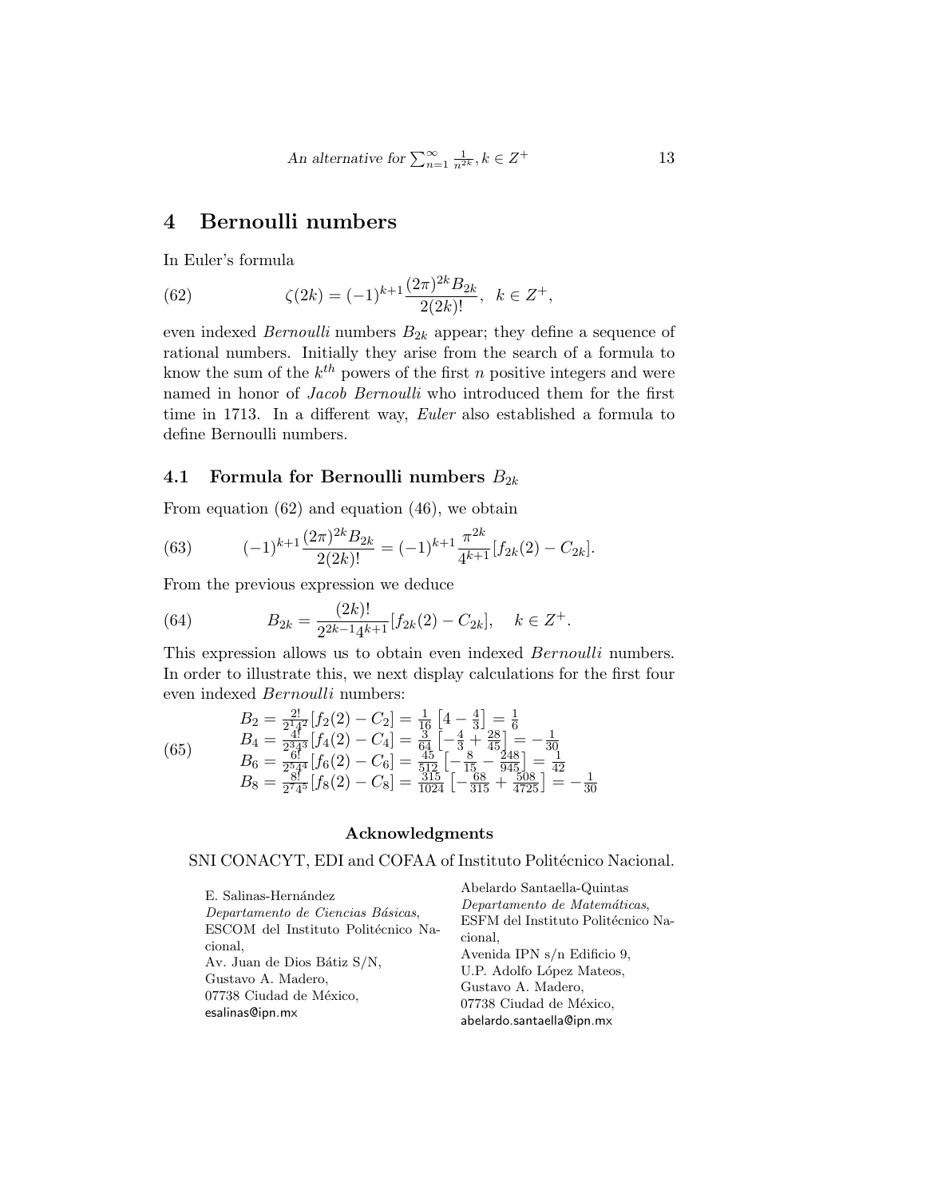## 4 Bernoulli numbers

In Euler's formula

$$\zeta(2k) = (-1)^{k+1}\frac{(2\pi)^{2k}B_{2k}}{2(2k)!}, \quad k \in Z^+, \tag{62}$$

even indexed *Bernoulli* numbers $B_{2k}$ appear; they define a sequence of rational numbers. Initially they arise from the search of a formula to know the sum of the $k^{th}$ powers of the first $n$ positive integers and were named in honor of *Jacob Bernoulli* who introduced them for the first time in 1713. In a different way, *Euler* also established a formula to define Bernoulli numbers.

### 4.1 Formula for Bernoulli numbers $B_{2k}$

From equation (62) and equation (46), we obtain

$$(-1)^{k+1}\frac{(2\pi)^{2k}B_{2k}}{2(2k)!} = (-1)^{k+1}\frac{\pi^{2k}}{4^{k+1}}[f_{2k}(2) - C_{2k}]. \tag{63}$$

From the previous expression we deduce

$$B_{2k} = \frac{(2k)!}{2^{2k-1}4^{k+1}}[f_{2k}(2) - C_{2k}], \quad k \in Z^+. \tag{64}$$

This expression allows us to obtain even indexed *Bernoulli* numbers. In order to illustrate this, we next display calculations for the first four even indexed *Bernoulli* numbers:

$$\begin{aligned}
B_2 &= \tfrac{2!}{2^1 4^2}[f_2(2) - C_2] = \tfrac{1}{16}\left[4 - \tfrac{4}{3}\right] = \tfrac{1}{6} \\
B_4 &= \tfrac{4!}{2^3 4^3}[f_4(2) - C_4] = \tfrac{3}{64}\left[-\tfrac{4}{3} + \tfrac{28}{45}\right] = -\tfrac{1}{30} \\
B_6 &= \tfrac{6!}{2^5 4^4}[f_6(2) - C_6] = \tfrac{45}{512}\left[-\tfrac{8}{15} - \tfrac{248}{945}\right] = \tfrac{1}{42} \\
B_8 &= \tfrac{8!}{2^7 4^5}[f_8(2) - C_8] = \tfrac{315}{1024}\left[-\tfrac{68}{315} + \tfrac{508}{4725}\right] = -\tfrac{1}{30}
\end{aligned} \tag{65}$$

**Acknowledgments**

SNI CONACYT, EDI and COFAA of Instituto Politécnico Nacional.

E. Salinas-Hernández
*Departamento de Ciencias Básicas*,
ESCOM del Instituto Politécnico Nacional,
Av. Juan de Dios Bátiz S/N,
Gustavo A. Madero,
07738 Ciudad de México,
esalinas@ipn.mx

Abelardo Santaella-Quintas
*Departamento de Matemáticas*,
ESFM del Instituto Politécnico Nacional,
Avenida IPN s/n Edificio 9,
U.P. Adolfo López Mateos,
Gustavo A. Madero,
07738 Ciudad de México,
abelardo.santaella@ipn.mx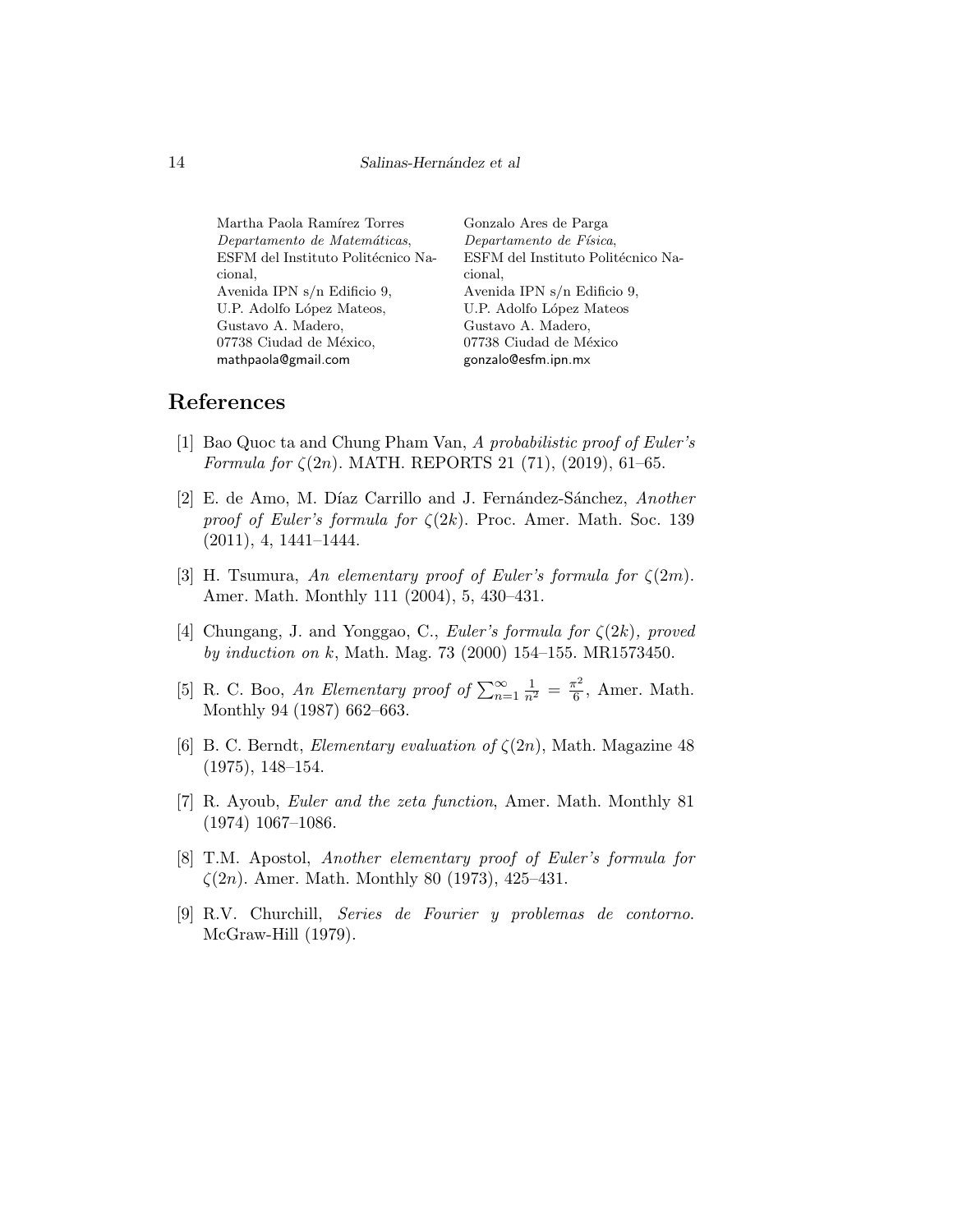Martha Paola Ramírez Torres
*Departamento de Matemáticas*,
ESFM del Instituto Politécnico Nacional,
Avenida IPN s/n Edificio 9,
U.P. Adolfo López Mateos,
Gustavo A. Madero,
07738 Ciudad de México,
mathpaola@gmail.com

Gonzalo Ares de Parga
*Departamento de Física*,
ESFM del Instituto Politécnico Nacional,
Avenida IPN s/n Edificio 9,
U.P. Adolfo López Mateos
Gustavo A. Madero,
07738 Ciudad de México
gonzalo@esfm.ipn.mx

## References

[1] Bao Quoc ta and Chung Pham Van, *A probabilistic proof of Euler's Formula for $\zeta(2n)$*. MATH. REPORTS 21 (71), (2019), 61–65.

[2] E. de Amo, M. Díaz Carrillo and J. Fernández-Sánchez, *Another proof of Euler's formula for $\zeta(2k)$*. Proc. Amer. Math. Soc. 139 (2011), 4, 1441–1444.

[3] H. Tsumura, *An elementary proof of Euler's formula for $\zeta(2m)$*. Amer. Math. Monthly 111 (2004), 5, 430–431.

[4] Chungang, J. and Yonggao, C., *Euler's formula for $\zeta(2k)$, proved by induction on $k$*, Math. Mag. 73 (2000) 154–155. MR1573450.

[5] R. C. Boo, *An Elementary proof of $\sum_{n=1}^{\infty} \frac{1}{n^2} = \frac{\pi^2}{6}$*, Amer. Math. Monthly 94 (1987) 662–663.

[6] B. C. Berndt, *Elementary evaluation of $\zeta(2n)$*, Math. Magazine 48 (1975), 148–154.

[7] R. Ayoub, *Euler and the zeta function*, Amer. Math. Monthly 81 (1974) 1067–1086.

[8] T.M. Apostol, *Another elementary proof of Euler's formula for $\zeta(2n)$*. Amer. Math. Monthly 80 (1973), 425–431.

[9] R.V. Churchill, *Series de Fourier y problemas de contorno*. McGraw-Hill (1979).